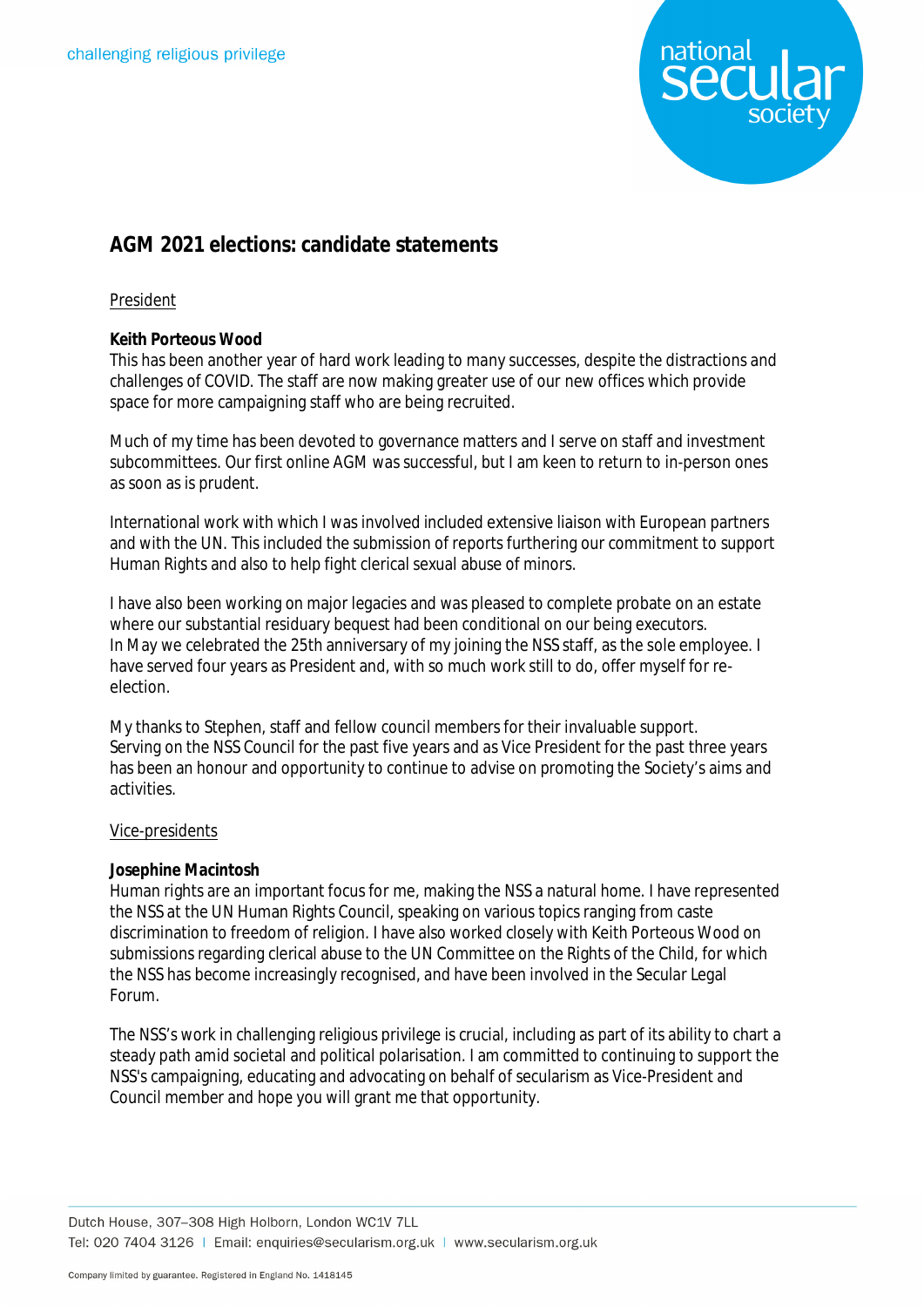challenging religious privilege

# AGM 2021 elections: candidate statements

## President

**Keith Porteous Wood**

This has been another year of hard work leading to many successes, despite the distractions and challenges of COVID. The staff are now making greater use of our new offices which provide space for more campaigning staff who are being recruited.

Much of my time has been devoted to governance matters and I serve on staff and investment subcommittees. Our first online AGM was successful, but I am keen to return to in-person ones as soon as is prudent.

International work with which I was involved included extensive liaison with European partners and with the UN. This included the submission of reports furthering our commitment to support Human Rights and also to help fight clerical sexual abuse of minors.

I have also been working on major legacies and was pleased to complete probate on an estate where our substantial residuary bequest had been conditional on our being executors.
In May we celebrated the 25th anniversary of my joining the NSS staff, as the sole employee. I have served four years as President and, with so much work still to do, offer myself for re-election.

My thanks to Stephen, staff and fellow council members for their invaluable support.
Serving on the NSS Council for the past five years and as Vice President for the past three years has been an honour and opportunity to continue to advise on promoting the Society's aims and activities.

## Vice-presidents

**Josephine Macintosh**

Human rights are an important focus for me, making the NSS a natural home. I have represented the NSS at the UN Human Rights Council, speaking on various topics ranging from caste discrimination to freedom of religion. I have also worked closely with Keith Porteous Wood on submissions regarding clerical abuse to the UN Committee on the Rights of the Child, for which the NSS has become increasingly recognised, and have been involved in the Secular Legal Forum.

The NSS's work in challenging religious privilege is crucial, including as part of its ability to chart a steady path amid societal and political polarisation. I am committed to continuing to support the NSS's campaigning, educating and advocating on behalf of secularism as Vice-President and Council member and hope you will grant me that opportunity.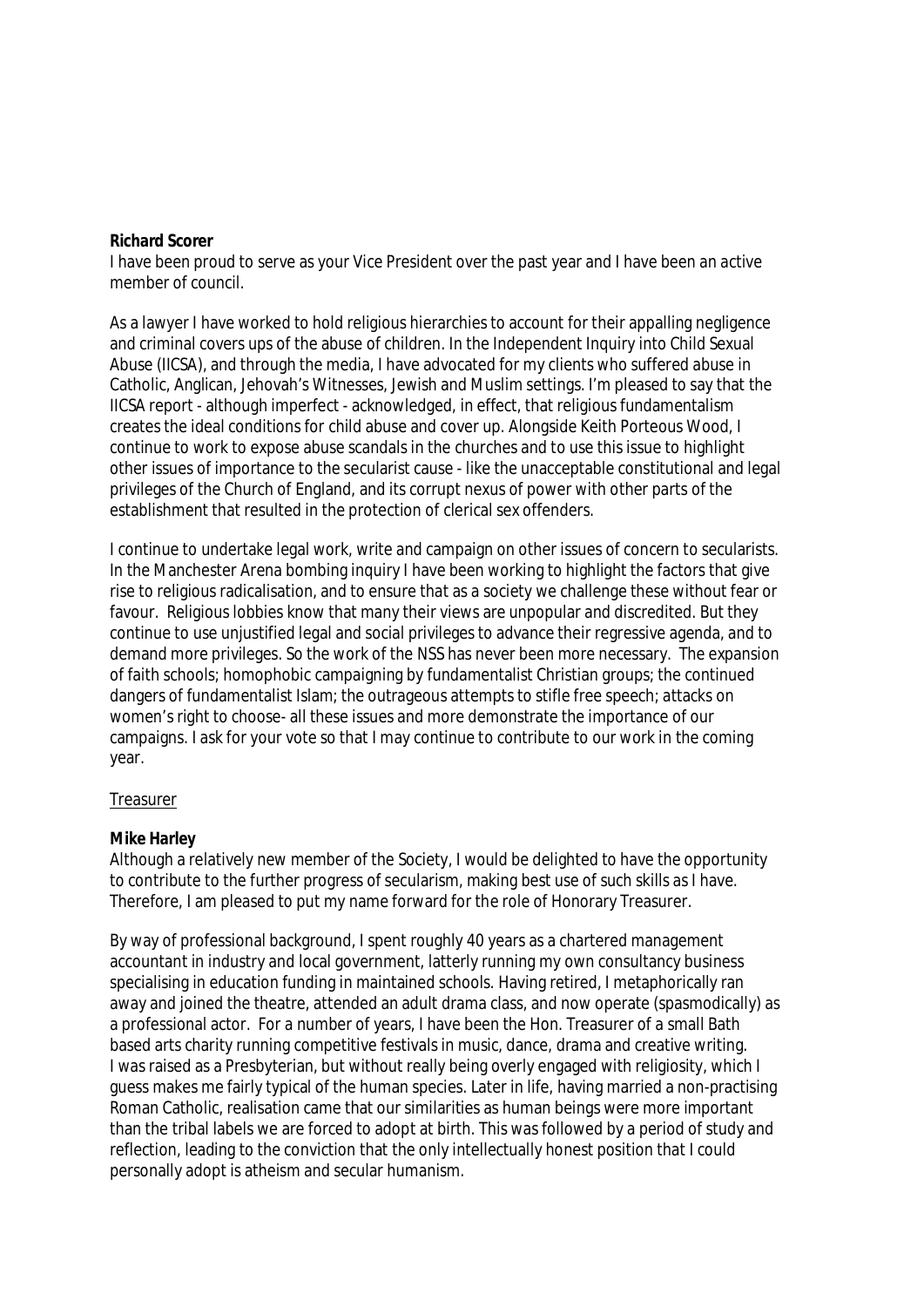**Richard Scorer**
I have been proud to serve as your Vice President over the past year and I have been an active member of council.

As a lawyer I have worked to hold religious hierarchies to account for their appalling negligence and criminal covers ups of the abuse of children. In the Independent Inquiry into Child Sexual Abuse (IICSA), and through the media, I have advocated for my clients who suffered abuse in Catholic, Anglican, Jehovah's Witnesses, Jewish and Muslim settings. I'm pleased to say that the IICSA report - although imperfect - acknowledged, in effect, that religious fundamentalism creates the ideal conditions for child abuse and cover up. Alongside Keith Porteous Wood, I continue to work to expose abuse scandals in the churches and to use this issue to highlight other issues of importance to the secularist cause - like the unacceptable constitutional and legal privileges of the Church of England, and its corrupt nexus of power with other parts of the establishment that resulted in the protection of clerical sex offenders.

I continue to undertake legal work, write and campaign on other issues of concern to secularists. In the Manchester Arena bombing inquiry I have been working to highlight the factors that give rise to religious radicalisation, and to ensure that as a society we challenge these without fear or favour. Religious lobbies know that many their views are unpopular and discredited. But they continue to use unjustified legal and social privileges to advance their regressive agenda, and to demand more privileges. So the work of the NSS has never been more necessary. The expansion of faith schools; homophobic campaigning by fundamentalist Christian groups; the continued dangers of fundamentalist Islam; the outrageous attempts to stifle free speech; attacks on women's right to choose- all these issues and more demonstrate the importance of our campaigns. I ask for your vote so that I may continue to contribute to our work in the coming year.

<u>Treasurer</u>

**Mike Harley**
Although a relatively new member of the Society, I would be delighted to have the opportunity to contribute to the further progress of secularism, making best use of such skills as I have. Therefore, I am pleased to put my name forward for the role of Honorary Treasurer.

By way of professional background, I spent roughly 40 years as a chartered management accountant in industry and local government, latterly running my own consultancy business specialising in education funding in maintained schools. Having retired, I metaphorically ran away and joined the theatre, attended an adult drama class, and now operate (spasmodically) as a professional actor. For a number of years, I have been the Hon. Treasurer of a small Bath based arts charity running competitive festivals in music, dance, drama and creative writing. I was raised as a Presbyterian, but without really being overly engaged with religiosity, which I guess makes me fairly typical of the human species. Later in life, having married a non-practising Roman Catholic, realisation came that our similarities as human beings were more important than the tribal labels we are forced to adopt at birth. This was followed by a period of study and reflection, leading to the conviction that the only intellectually honest position that I could personally adopt is atheism and secular humanism.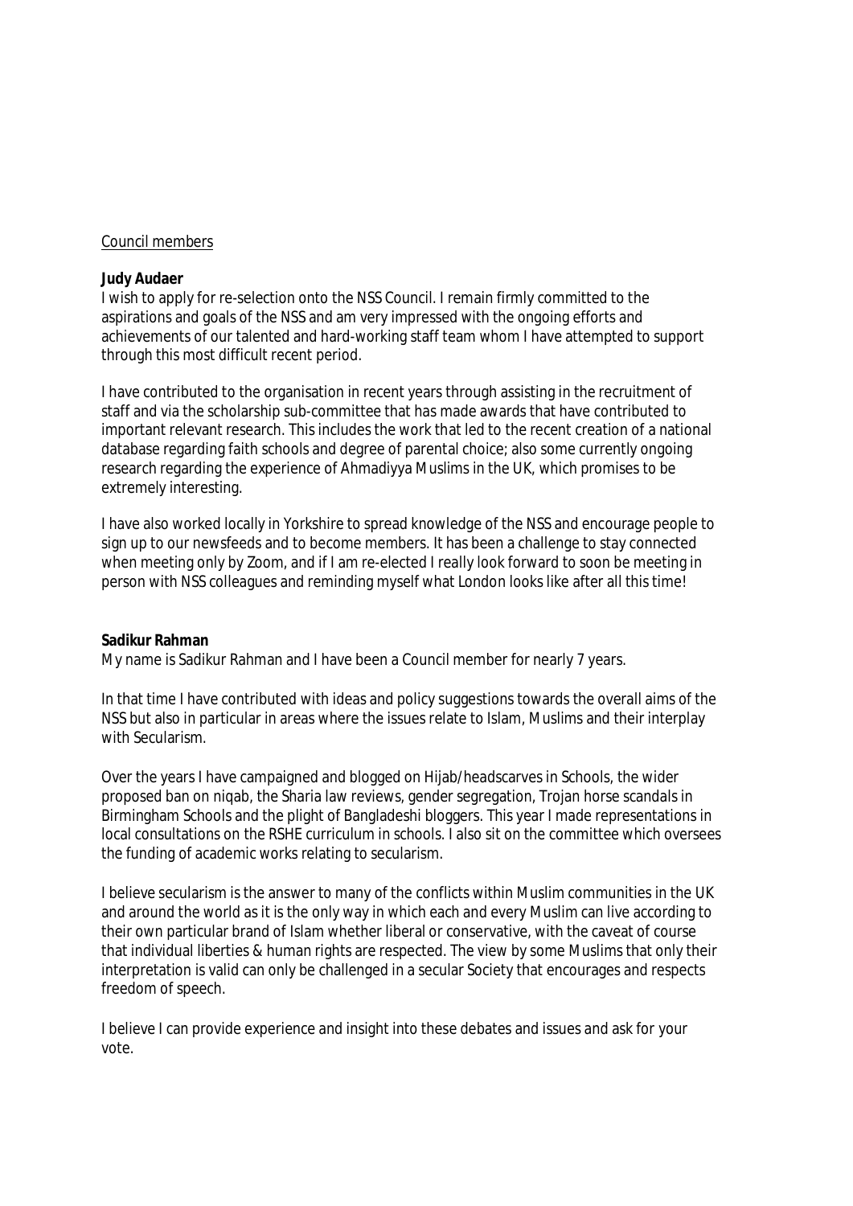Council members

**Judy Audaer**

I wish to apply for re-selection onto the NSS Council. I remain firmly committed to the aspirations and goals of the NSS and am very impressed with the ongoing efforts and achievements of our talented and hard-working staff team whom I have attempted to support through this most difficult recent period.

I have contributed to the organisation in recent years through assisting in the recruitment of staff and via the scholarship sub-committee that has made awards that have contributed to important relevant research. This includes the work that led to the recent creation of a national database regarding faith schools and degree of parental choice; also some currently ongoing research regarding the experience of Ahmadiyya Muslims in the UK, which promises to be extremely interesting.

I have also worked locally in Yorkshire to spread knowledge of the NSS and encourage people to sign up to our newsfeeds and to become members. It has been a challenge to stay connected when meeting only by Zoom, and if I am re-elected I really look forward to soon be meeting in person with NSS colleagues and reminding myself what London looks like after all this time!

**Sadikur Rahman**

My name is Sadikur Rahman and I have been a Council member for nearly 7 years.

In that time I have contributed with ideas and policy suggestions towards the overall aims of the NSS but also in particular in areas where the issues relate to Islam, Muslims and their interplay with Secularism.

Over the years I have campaigned and blogged on Hijab/headscarves in Schools, the wider proposed ban on niqab, the Sharia law reviews, gender segregation, Trojan horse scandals in Birmingham Schools and the plight of Bangladeshi bloggers. This year I made representations in local consultations on the RSHE curriculum in schools. I also sit on the committee which oversees the funding of academic works relating to secularism.

I believe secularism is the answer to many of the conflicts within Muslim communities in the UK and around the world as it is the only way in which each and every Muslim can live according to their own particular brand of Islam whether liberal or conservative, with the caveat of course that individual liberties & human rights are respected. The view by some Muslims that only their interpretation is valid can only be challenged in a secular Society that encourages and respects freedom of speech.

I believe I can provide experience and insight into these debates and issues and ask for your vote.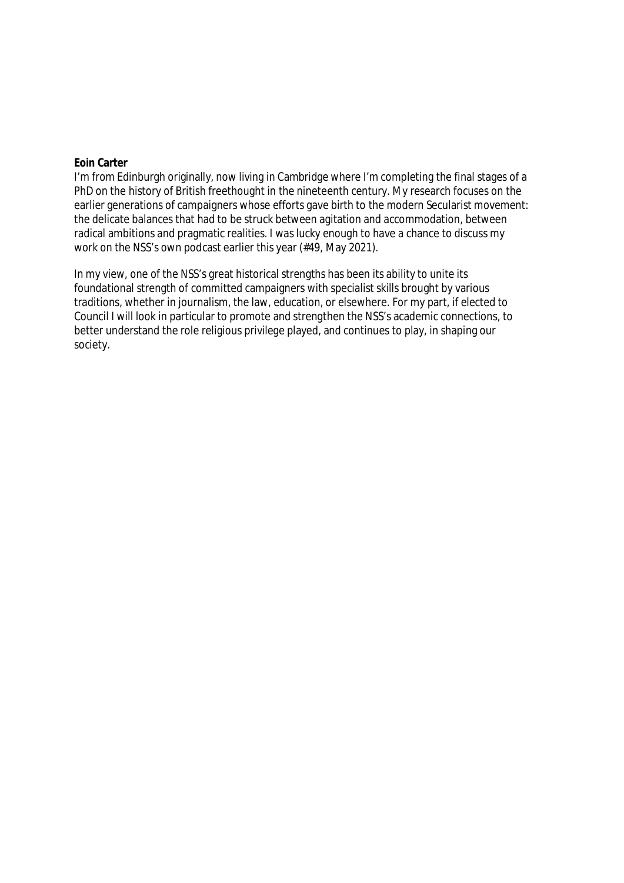**Eoin Carter**

I'm from Edinburgh originally, now living in Cambridge where I'm completing the final stages of a PhD on the history of British freethought in the nineteenth century. My research focuses on the earlier generations of campaigners whose efforts gave birth to the modern Secularist movement: the delicate balances that had to be struck between agitation and accommodation, between radical ambitions and pragmatic realities. I was lucky enough to have a chance to discuss my work on the NSS's own podcast earlier this year (#49, May 2021).

In my view, one of the NSS's great historical strengths has been its ability to unite its foundational strength of committed campaigners with specialist skills brought by various traditions, whether in journalism, the law, education, or elsewhere. For my part, if elected to Council I will look in particular to promote and strengthen the NSS's academic connections, to better understand the role religious privilege played, and continues to play, in shaping our society.